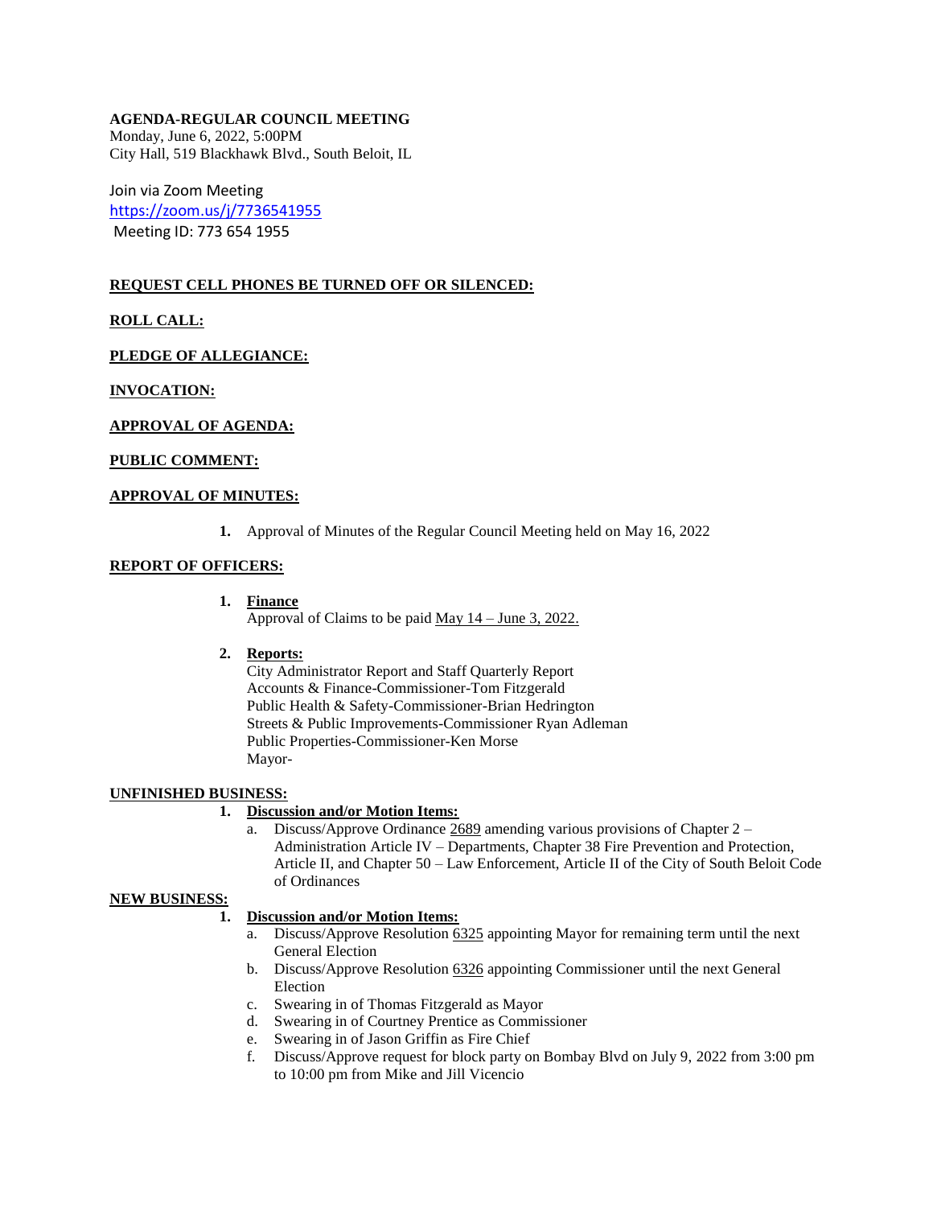**AGENDA-REGULAR COUNCIL MEETING**
Monday, June 6, 2022, 5:00PM
City Hall, 519 Blackhawk Blvd., South Beloit, IL

Join via Zoom Meeting
https://zoom.us/j/7736541955
Meeting ID: 773 654 1955

**REQUEST CELL PHONES BE TURNED OFF OR SILENCED:**

**ROLL CALL:**

**PLEDGE OF ALLEGIANCE:**

**INVOCATION:**

**APPROVAL OF AGENDA:**

**PUBLIC COMMENT:**

**APPROVAL OF MINUTES:**

1. Approval of Minutes of the Regular Council Meeting held on May 16, 2022

**REPORT OF OFFICERS:**

1. **Finance**
   Approval of Claims to be paid May 14 – June 3, 2022.

2. **Reports:**
   City Administrator Report and Staff Quarterly Report
   Accounts & Finance-Commissioner-Tom Fitzgerald
   Public Health & Safety-Commissioner-Brian Hedrington
   Streets & Public Improvements-Commissioner Ryan Adleman
   Public Properties-Commissioner-Ken Morse
   Mayor-

**UNFINISHED BUSINESS:**

1. **Discussion and/or Motion Items:**
   a. Discuss/Approve Ordinance 2689 amending various provisions of Chapter 2 – Administration Article IV – Departments, Chapter 38 Fire Prevention and Protection, Article II, and Chapter 50 – Law Enforcement, Article II of the City of South Beloit Code of Ordinances

**NEW BUSINESS:**

1. **Discussion and/or Motion Items:**
   a. Discuss/Approve Resolution 6325 appointing Mayor for remaining term until the next General Election
   b. Discuss/Approve Resolution 6326 appointing Commissioner until the next General Election
   c. Swearing in of Thomas Fitzgerald as Mayor
   d. Swearing in of Courtney Prentice as Commissioner
   e. Swearing in of Jason Griffin as Fire Chief
   f. Discuss/Approve request for block party on Bombay Blvd on July 9, 2022 from 3:00 pm to 10:00 pm from Mike and Jill Vicencio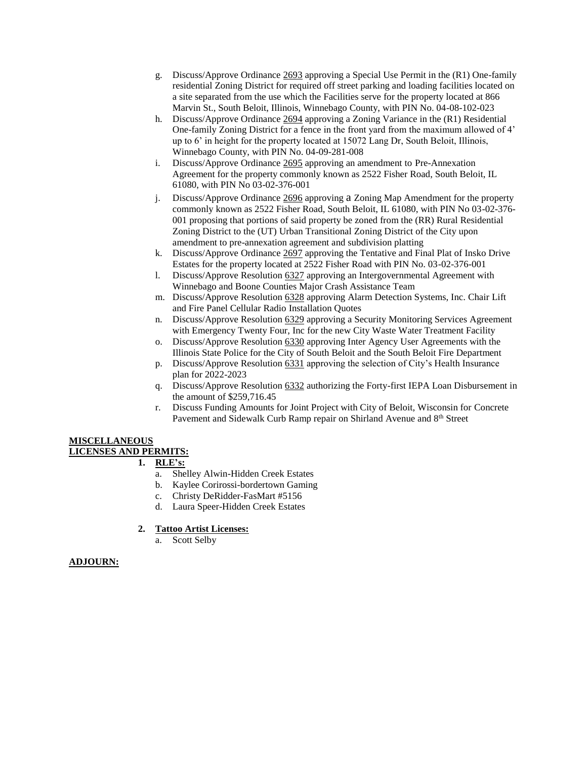g. Discuss/Approve Ordinance 2693 approving a Special Use Permit in the (R1) One-family residential Zoning District for required off street parking and loading facilities located on a site separated from the use which the Facilities serve for the property located at 866 Marvin St., South Beloit, Illinois, Winnebago County, with PIN No. 04-08-102-023

h. Discuss/Approve Ordinance 2694 approving a Zoning Variance in the (R1) Residential One-family Zoning District for a fence in the front yard from the maximum allowed of 4' up to 6' in height for the property located at 15072 Lang Dr, South Beloit, Illinois, Winnebago County, with PIN No. 04-09-281-008

i. Discuss/Approve Ordinance 2695 approving an amendment to Pre-Annexation Agreement for the property commonly known as 2522 Fisher Road, South Beloit, IL 61080, with PIN No 03-02-376-001

j. Discuss/Approve Ordinance 2696 approving a Zoning Map Amendment for the property commonly known as 2522 Fisher Road, South Beloit, IL 61080, with PIN No 03-02-376-001 proposing that portions of said property be zoned from the (RR) Rural Residential Zoning District to the (UT) Urban Transitional Zoning District of the City upon amendment to pre-annexation agreement and subdivision platting

k. Discuss/Approve Ordinance 2697 approving the Tentative and Final Plat of Insko Drive Estates for the property located at 2522 Fisher Road with PIN No. 03-02-376-001

l. Discuss/Approve Resolution 6327 approving an Intergovernmental Agreement with Winnebago and Boone Counties Major Crash Assistance Team

m. Discuss/Approve Resolution 6328 approving Alarm Detection Systems, Inc. Chair Lift and Fire Panel Cellular Radio Installation Quotes

n. Discuss/Approve Resolution 6329 approving a Security Monitoring Services Agreement with Emergency Twenty Four, Inc for the new City Waste Water Treatment Facility

o. Discuss/Approve Resolution 6330 approving Inter Agency User Agreements with the Illinois State Police for the City of South Beloit and the South Beloit Fire Department

p. Discuss/Approve Resolution 6331 approving the selection of City's Health Insurance plan for 2022-2023

q. Discuss/Approve Resolution 6332 authorizing the Forty-first IEPA Loan Disbursement in the amount of $259,716.45

r. Discuss Funding Amounts for Joint Project with City of Beloit, Wisconsin for Concrete Pavement and Sidewalk Curb Ramp repair on Shirland Avenue and 8th Street

**MISCELLANEOUS**
**LICENSES AND PERMITS:**

1. **RLE's:**
   a. Shelley Alwin-Hidden Creek Estates
   b. Kaylee Corirossi-bordertown Gaming
   c. Christy DeRidder-FasMart #5156
   d. Laura Speer-Hidden Creek Estates

2. **Tattoo Artist Licenses:**
   a. Scott Selby

**ADJOURN:**